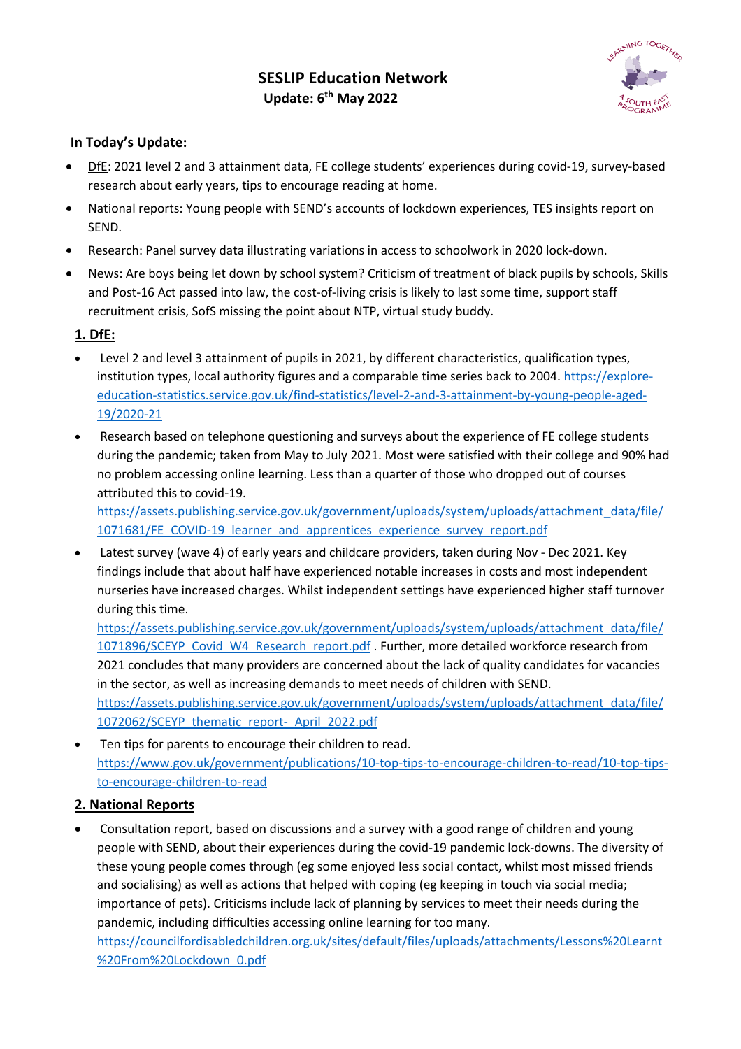# SESLIP Education Network

**Update: 6th May 2022**

**In Today's Update:**

- DfE: 2021 level 2 and 3 attainment data, FE college students' experiences during covid-19, survey-based research about early years, tips to encourage reading at home.
- National reports: Young people with SEND's accounts of lockdown experiences, TES insights report on SEND.
- Research: Panel survey data illustrating variations in access to schoolwork in 2020 lock-down.
- News: Are boys being let down by school system? Criticism of treatment of black pupils by schools, Skills and Post-16 Act passed into law, the cost-of-living crisis is likely to last some time, support staff recruitment crisis, SofS missing the point about NTP, virtual study buddy.

## 1. DfE:

- Level 2 and level 3 attainment of pupils in 2021, by different characteristics, qualification types, institution types, local authority figures and a comparable time series back to 2004. https://explore-education-statistics.service.gov.uk/find-statistics/level-2-and-3-attainment-by-young-people-aged-19/2020-21
- Research based on telephone questioning and surveys about the experience of FE college students during the pandemic; taken from May to July 2021. Most were satisfied with their college and 90% had no problem accessing online learning. Less than a quarter of those who dropped out of courses attributed this to covid-19. https://assets.publishing.service.gov.uk/government/uploads/system/uploads/attachment_data/file/1071681/FE_COVID-19_learner_and_apprentices_experience_survey_report.pdf
- Latest survey (wave 4) of early years and childcare providers, taken during Nov - Dec 2021. Key findings include that about half have experienced notable increases in costs and most independent nurseries have increased charges. Whilst independent settings have experienced higher staff turnover during this time. https://assets.publishing.service.gov.uk/government/uploads/system/uploads/attachment_data/file/1071896/SCEYP_Covid_W4_Research_report.pdf . Further, more detailed workforce research from 2021 concludes that many providers are concerned about the lack of quality candidates for vacancies in the sector, as well as increasing demands to meet needs of children with SEND. https://assets.publishing.service.gov.uk/government/uploads/system/uploads/attachment_data/file/1072062/SCEYP_thematic_report-_April_2022.pdf
- Ten tips for parents to encourage their children to read. https://www.gov.uk/government/publications/10-top-tips-to-encourage-children-to-read/10-top-tips-to-encourage-children-to-read

## 2. National Reports

- Consultation report, based on discussions and a survey with a good range of children and young people with SEND, about their experiences during the covid-19 pandemic lock-downs. The diversity of these young people comes through (eg some enjoyed less social contact, whilst most missed friends and socialising) as well as actions that helped with coping (eg keeping in touch via social media; importance of pets). Criticisms include lack of planning by services to meet their needs during the pandemic, including difficulties accessing online learning for too many. https://councilfordisabledchildren.org.uk/sites/default/files/uploads/attachments/Lessons%20Learnt%20From%20Lockdown_0.pdf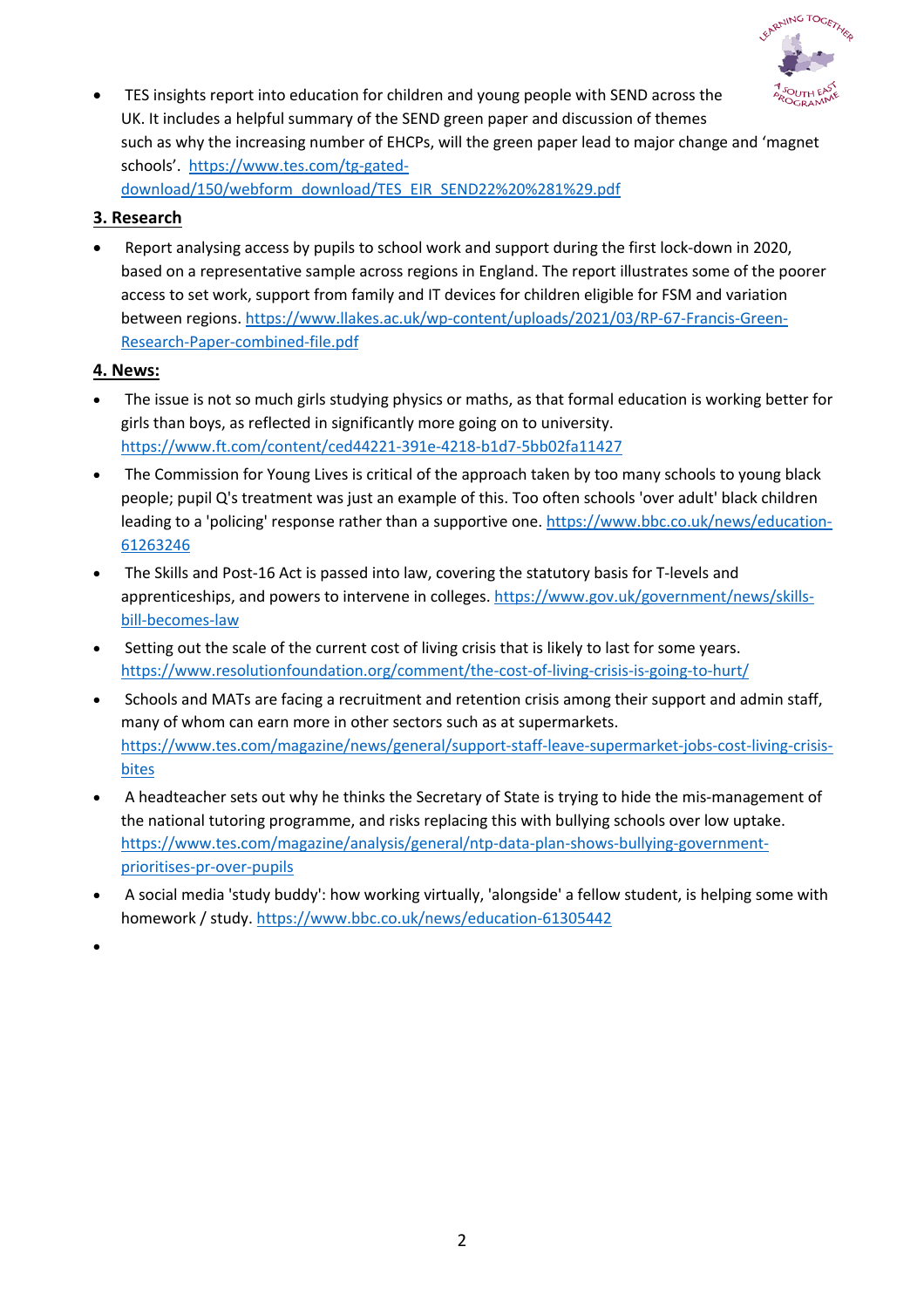- TES insights report into education for children and young people with SEND across the UK. It includes a helpful summary of the SEND green paper and discussion of themes such as why the increasing number of EHCPs, will the green paper lead to major change and 'magnet schools'. https://www.tes.com/tg-gated-download/150/webform_download/TES_EIR_SEND22%20%281%29.pdf

## 3. Research

- Report analysing access by pupils to school work and support during the first lock-down in 2020, based on a representative sample across regions in England. The report illustrates some of the poorer access to set work, support from family and IT devices for children eligible for FSM and variation between regions. https://www.llakes.ac.uk/wp-content/uploads/2021/03/RP-67-Francis-Green-Research-Paper-combined-file.pdf

## 4. News:

- The issue is not so much girls studying physics or maths, as that formal education is working better for girls than boys, as reflected in significantly more going on to university. https://www.ft.com/content/ced44221-391e-4218-b1d7-5bb02fa11427
- The Commission for Young Lives is critical of the approach taken by too many schools to young black people; pupil Q's treatment was just an example of this. Too often schools 'over adult' black children leading to a 'policing' response rather than a supportive one. https://www.bbc.co.uk/news/education-61263246
- The Skills and Post-16 Act is passed into law, covering the statutory basis for T-levels and apprenticeships, and powers to intervene in colleges. https://www.gov.uk/government/news/skills-bill-becomes-law
- Setting out the scale of the current cost of living crisis that is likely to last for some years. https://www.resolutionfoundation.org/comment/the-cost-of-living-crisis-is-going-to-hurt/
- Schools and MATs are facing a recruitment and retention crisis among their support and admin staff, many of whom can earn more in other sectors such as at supermarkets. https://www.tes.com/magazine/news/general/support-staff-leave-supermarket-jobs-cost-living-crisis-bites
- A headteacher sets out why he thinks the Secretary of State is trying to hide the mis-management of the national tutoring programme, and risks replacing this with bullying schools over low uptake. https://www.tes.com/magazine/analysis/general/ntp-data-plan-shows-bullying-government-prioritises-pr-over-pupils
- A social media 'study buddy': how working virtually, 'alongside' a fellow student, is helping some with homework / study. https://www.bbc.co.uk/news/education-61305442